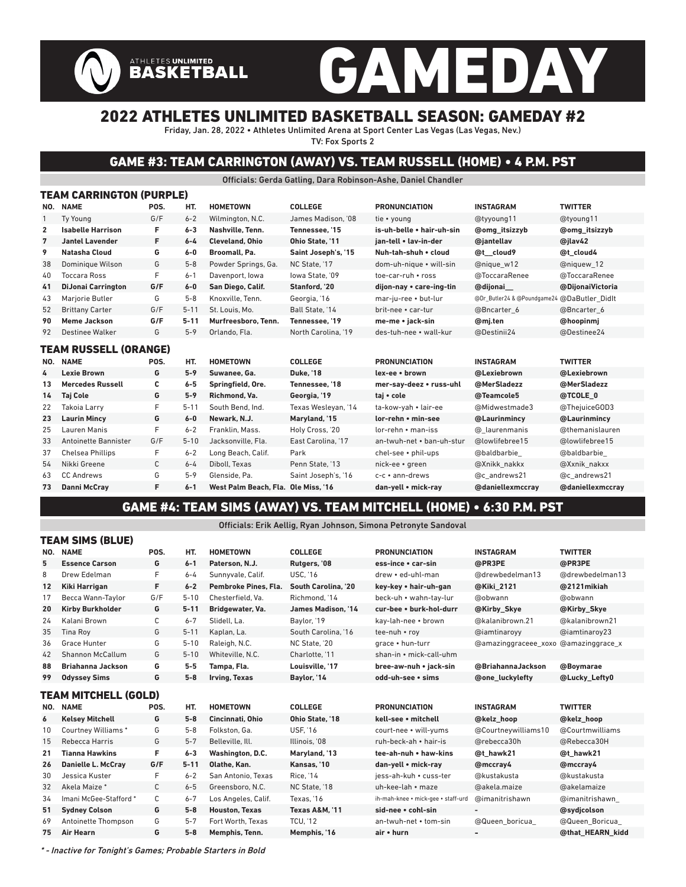# ATHLETES UNLIMITED BASKETBALL GAMEDAY

## 2022 ATHLETES UNLIMITED BASKETBALL SEASON: GAMEDAY #2

Friday, Jan. 28, 2022 • Athletes Unlimited Arena at Sport Center Las Vegas (Las Vegas, Nev.)
TV: Fox Sports 2

## GAME #3: TEAM CARRINGTON (AWAY) VS. TEAM RUSSELL (HOME) • 4 P.M. PST

Officials: Gerda Gatling, Dara Robinson-Ashe, Daniel Chandler

### TEAM CARRINGTON (PURPLE)

| NO. | NAME | POS. | HT. | HOMETOWN | COLLEGE | PRONUNCIATION | INSTAGRAM | TWITTER |
|---|---|---|---|---|---|---|---|---|
| 1 | Ty Young | G/F | 6-2 | Wilmington, N.C. | James Madison, '08 | tie • young | @tyyoung11 | @tyoung11 |
| **2** | **Isabelle Harrison** | **F** | **6-3** | **Nashville, Tenn.** | **Tennessee, '15** | **is-uh-belle • hair-uh-sin** | **@omg_itsizzyb** | **@omg_itsizzyb** |
| **7** | **Jantel Lavender** | **F** | **6-4** | **Cleveland, Ohio** | **Ohio State, '11** | **jan-tell • lav-in-der** | **@jantellav** | **@jlav42** |
| **9** | **Natasha Cloud** | **G** | **6-0** | **Broomall, Pa.** | **Saint Joseph's, '15** | **Nuh-tah-shuh • cloud** | **@t__cloud9** | **@t_cloud4** |
| 38 | Dominique Wilson | G | 5-8 | Powder Springs, Ga. | NC State, '17 | dom-uh-nique • will-sin | @nique_w12 | @niquew_12 |
| 40 | Toccara Ross | F | 6-1 | Davenport, Iowa | Iowa State, '09 | toe-car-ruh • ross | @ToccaraRenee | @ToccaraRenee |
| **41** | **DiJonai Carrington** | **G/F** | **6-0** | **San Diego, Calif.** | **Stanford, '20** | **dijon-nay • care-ing-tin** | **@dijonai__** | **@DijonaiVictoria** |
| 43 | Marjorie Butler | G | 5-8 | Knoxville, Tenn. | Georgia, '16 | mar-ju-ree • but-lur | @Dr_Butler24 & @Poundgame24 | @DaButler_DidIt |
| 52 | Brittany Carter | G/F | 5-11 | St. Louis, Mo. | Ball State, '14 | brit-nee • car-tur | @Bncarter_6 | @Bncarter_6 |
| **90** | **Meme Jackson** | **G/F** | **5-11** | **Murfreesboro, Tenn.** | **Tennessee, '19** | **me-me • jack-sin** | **@mj.ten** | **@hoopinmj** |
| 92 | Destinee Walker | G | 5-9 | Orlando, Fla. | North Carolina, '19 | des-tuh-nee • wall-kur | @Destinii24 | @Destinee24 |

### TEAM RUSSELL (ORANGE)

| NO. | NAME | POS. | HT. | HOMETOWN | COLLEGE | PRONUNCIATION | INSTAGRAM | TWITTER |
|---|---|---|---|---|---|---|---|---|
| **4** | **Lexie Brown** | **G** | **5-9** | **Suwanee, Ga.** | **Duke, '18** | **lex-ee • brown** | **@Lexiebrown** | **@Lexiebrown** |
| **13** | **Mercedes Russell** | **C** | **6-5** | **Springfield, Ore.** | **Tennessee, '18** | **mer-say-deez • russ-uhl** | **@MerSladezz** | **@MerSladezz** |
| **14** | **Taj Cole** | **G** | **5-9** | **Richmond, Va.** | **Georgia, '19** | **taj • cole** | **@Teamcole5** | **@TCOLE_0** |
| 22 | Takoia Larry | F | 5-11 | South Bend, Ind. | Texas Wesleyan, '14 | ta-kow-yah • lair-ee | @Midwestmade3 | @ThejuiceGOD3 |
| **23** | **Laurin Mincy** | **G** | **6-0** | **Newark, N.J.** | **Maryland, '15** | **lor-rehn • min-see** | **@Laurinmincy** | **@Laurinmincy** |
| 25 | Lauren Manis | F | 6-2 | Franklin, Mass. | Holy Cross, '20 | lor-rehn • man-iss | @_laurenmanis | @themanislauren |
| 33 | Antoinette Bannister | G/F | 5-10 | Jacksonville, Fla. | East Carolina, '17 | an-twuh-net • ban-uh-stur | @lowlifebree15 | @lowlifebree15 |
| 37 | Chelsea Phillips | F | 6-2 | Long Beach, Calif. | Park | chel-see • phil-ups | @baldbarbie_ | @baldbarbie_ |
| 54 | Nikki Greene | C | 6-4 | Diboll, Texas | Penn State, '13 | nick-ee • green | @Xnikk_nakkx | @Xxnik_nakxx |
| 63 | CC Andrews | G | 5-9 | Glenside, Pa. | Saint Joseph's, '16 | c-c • ann-drews | @c_andrews21 | @c_andrews21 |
| **73** | **Danni McCray** | **F** | **6-1** | **West Palm Beach, Fla.** | **Ole Miss, '16** | **dan-yell • mick-ray** | **@daniellexmccray** | **@daniellexmccray** |

## GAME #4: TEAM SIMS (AWAY) VS. TEAM MITCHELL (HOME) • 6:30 P.M. PST

Officials: Erik Aellig, Ryan Johnson, Simona Petronyte Sandoval

### TEAM SIMS (BLUE)

| NO. | NAME | POS. | HT. | HOMETOWN | COLLEGE | PRONUNCIATION | INSTAGRAM | TWITTER |
|---|---|---|---|---|---|---|---|---|
| **5** | **Essence Carson** | **G** | **6-1** | **Paterson, N.J.** | **Rutgers, '08** | **ess-ince • car-sin** | **@PR3PE** | **@PR3PE** |
| 8 | Drew Edelman | F | 6-4 | Sunnyvale, Calif. | USC, '16 | drew • ed-uhl-man | @drewbedelman13 | @drewbedelman13 |
| **12** | **Kiki Harrigan** | **F** | **6-2** | **Pembroke Pines, Fla.** | **South Carolina, '20** | **key-key • hair-uh-gan** | **@Kiki_2121** | **@2121mikiah** |
| 17 | Becca Wann-Taylor | G/F | 5-10 | Chesterfield, Va. | Richmond, '14 | beck-uh • wahn-tay-lur | @obwann | @obwann |
| **20** | **Kirby Burkholder** | **G** | **5-11** | **Bridgewater, Va.** | **James Madison, '14** | **cur-bee • burk-hol-durr** | **@Kirby_Skye** | **@Kirby_Skye** |
| 24 | Kalani Brown | C | 6-7 | Slidell, La. | Baylor, '19 | kay-lah-nee • brown | @kalanibrown.21 | @kalanibrown21 |
| 35 | Tina Roy | G | 5-11 | Kaplan, La. | South Carolina, '16 | tee-nuh • roy | @iamtinaroyy | @iamtinaroy23 |
| 36 | Grace Hunter | G | 5-10 | Raleigh, N.C. | NC State, '20 | grace • hun-turr | @amazinggraceee_xoxo | @amazinggrace_x |
| 42 | Shannon McCallum | G | 5-10 | Whiteville, N.C. | Charlotte, '11 | shan-in • mick-call-uhm | | |
| **88** | **Briahanna Jackson** | **G** | **5-5** | **Tampa, Fla.** | **Louisville, '17** | **bree-aw-nuh • jack-sin** | **@BriahannaJackson** | **@Boymarae** |
| **99** | **Odyssey Sims** | **G** | **5-8** | **Irving, Texas** | **Baylor, '14** | **odd-uh-see • sims** | **@one_luckylefty** | **@Lucky_Lefty0** |

### TEAM MITCHELL (GOLD)

| NO. | NAME | POS. | HT. | HOMETOWN | COLLEGE | PRONUNCIATION | INSTAGRAM | TWITTER |
|---|---|---|---|---|---|---|---|---|
| **6** | **Kelsey Mitchell** | **G** | **5-8** | **Cincinnati, Ohio** | **Ohio State, '18** | **kell-see • mitchell** | **@kelz_hoop** | **@kelz_hoop** |
| 10 | Courtney Williams * | G | 5-8 | Folkston, Ga. | USF, '16 | court-nee • will-yums | @Courtneywilliams10 | @Courtmwilliams |
| 15 | Rebecca Harris | G | 5-7 | Belleville, Ill. | Illinois, '08 | ruh-beck-ah • hair-is | @rebecca30h | @Rebecca30H |
| **21** | **Tianna Hawkins** | **F** | **6-3** | **Washington, D.C.** | **Maryland, '13** | **tee-ah-nuh • haw-kins** | **@t_hawk21** | **@t_hawk21** |
| **26** | **Danielle L. McCray** | **G/F** | **5-11** | **Olathe, Kan.** | **Kansas, '10** | **dan-yell • mick-ray** | **@mccray4** | **@mccray4** |
| 30 | Jessica Kuster | F | 6-2 | San Antonio, Texas | Rice, '14 | jess-ah-kuh • cuss-ter | @kustakusta | @kustakusta |
| 32 | Akela Maize * | C | 6-5 | Greensboro, N.C. | NC State, '18 | uh-kee-lah • maze | @akela.maize | @akelamaize |
| 34 | Imani McGee-Stafford * | C | 6-7 | Los Angeles, Calif. | Texas, '16 | ih-mah-knee • mick-gee • staff-urd | @imanitrishawn | @imanitrishawn_ |
| **51** | **Sydney Colson** | **G** | **5-8** | **Houston, Texas** | **Texas A&M, '11** | **sid-nee • cohl-sin** | **-** | **@sydjcolson** |
| 69 | Antoinette Thompson | G | 5-7 | Fort Worth, Texas | TCU, '12 | an-twuh-net • tom-sin | @Queen_boricua_ | @Queen_Boricua_ |
| **75** | **Air Hearn** | **G** | **5-8** | **Memphis, Tenn.** | **Memphis, '16** | **air • hurn** | **-** | **@that_HEARN_kidd** |

*\* - Inactive for Tonight's Games; Probable Starters in Bold*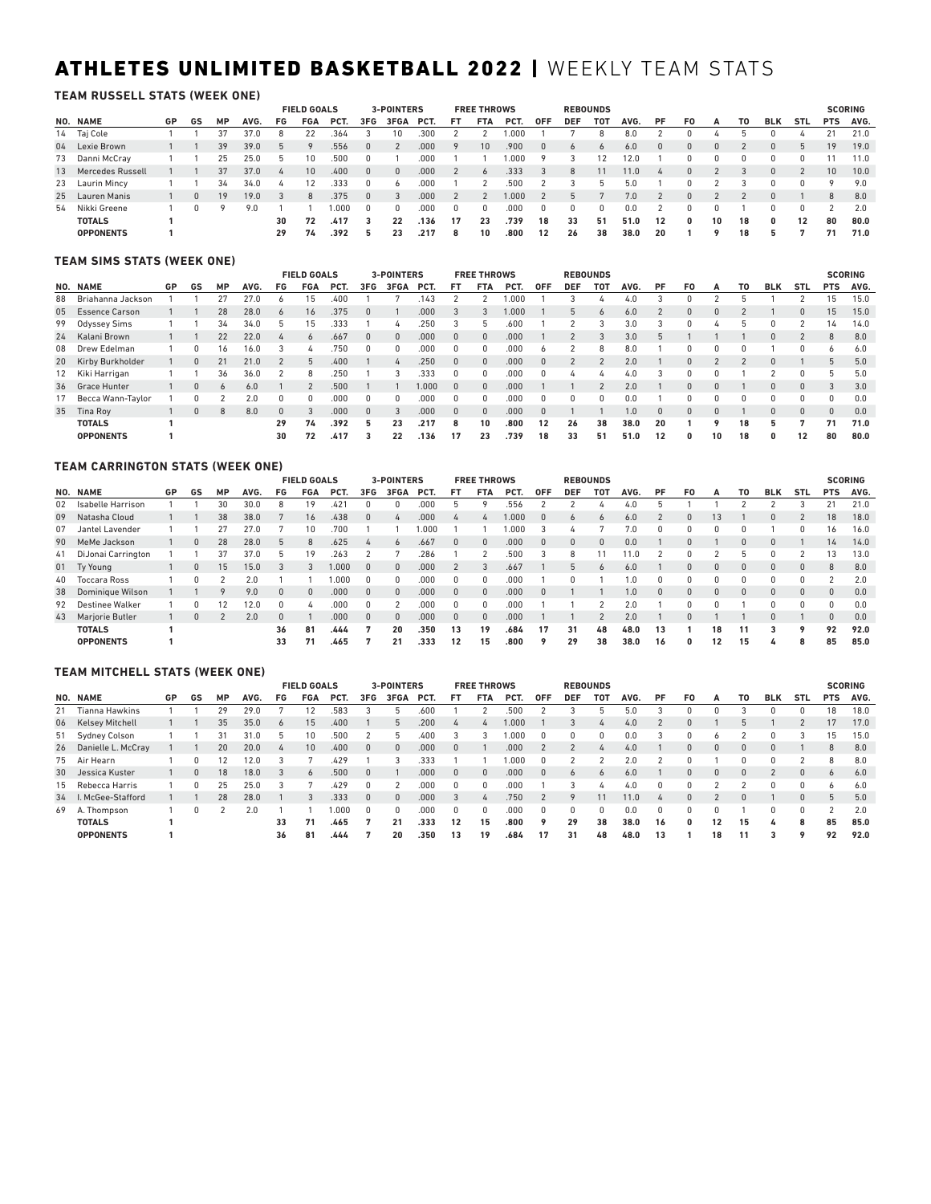# ATHLETES UNLIMITED BASKETBALL 2022 | WEEKLY TEAM STATS

## TEAM RUSSELL STATS (WEEK ONE)

| | | | | | | FIELD GOALS | | | 3-POINTERS | | | FREE THROWS | | | REBOUNDS | | | | | | | | | | SCORING | |
|---|---|---|---|---|---|---|---|---|---|---|---|---|---|---|---|---|---|---|---|---|---|---|---|---|---|---|
| NO. | NAME | GP | GS | MP | AVG. | FG | FGA | PCT. | 3FG | 3FGA | PCT. | FT | FTA | PCT. | OFF | DEF | TOT | AVG. | PF | FO | A | TO | BLK | STL | PTS | AVG. |
| 14 | Taj Cole | 1 | 1 | 37 | 37.0 | 8 | 22 | .364 | 3 | 10 | .300 | 2 | 2 | 1.000 | 1 | 7 | 8 | 8.0 | 2 | 0 | 4 | 5 | 0 | 4 | 21 | 21.0 |
| 04 | Lexie Brown | 1 | 1 | 39 | 39.0 | 5 | 9 | .556 | 0 | 2 | .000 | 9 | 10 | .900 | 0 | 6 | 6 | 6.0 | 0 | 0 | 0 | 2 | 0 | 5 | 19 | 19.0 |
| 73 | Danni McCray | 1 | 1 | 25 | 25.0 | 5 | 10 | .500 | 0 | 1 | .000 | 1 | 1 | 1.000 | 9 | 3 | 12 | 12.0 | 1 | 0 | 0 | 0 | 0 | 0 | 11 | 11.0 |
| 13 | Mercedes Russell | 1 | 1 | 37 | 37.0 | 4 | 10 | .400 | 0 | 0 | .000 | 2 | 6 | .333 | 3 | 8 | 11 | 11.0 | 4 | 0 | 2 | 3 | 0 | 2 | 10 | 10.0 |
| 23 | Laurin Mincy | 1 | 1 | 34 | 34.0 | 4 | 12 | .333 | 0 | 6 | .000 | 1 | 2 | .500 | 2 | 3 | 5 | 5.0 | 1 | 0 | 2 | 3 | 0 | 0 | 9 | 9.0 |
| 25 | Lauren Manis | 1 | 0 | 19 | 19.0 | 3 | 8 | .375 | 0 | 3 | .000 | 2 | 2 | 1.000 | 2 | 5 | 7 | 7.0 | 2 | 0 | 2 | 2 | 0 | 1 | 8 | 8.0 |
| 54 | Nikki Greene | 1 | 0 | 9 | 9.0 | 1 | 1 | 1.000 | 0 | 0 | .000 | 0 | 0 | .000 | 0 | 0 | 0 | 0.0 | 2 | 0 | 0 | 1 | 0 | 0 | 2 | 2.0 |
| | **TOTALS** | **1** | | | | **30** | **72** | **.417** | **3** | **22** | **.136** | **17** | **23** | **.739** | **18** | **33** | **51** | **51.0** | **12** | **0** | **10** | **18** | **0** | **12** | **80** | **80.0** |
| | **OPPONENTS** | **1** | | | | **29** | **74** | **.392** | **5** | **23** | **.217** | **8** | **10** | **.800** | **12** | **26** | **38** | **38.0** | **20** | **1** | **9** | **18** | **5** | **7** | **71** | **71.0** |

## TEAM SIMS STATS (WEEK ONE)

| | | | | | | FIELD GOALS | | | 3-POINTERS | | | FREE THROWS | | | REBOUNDS | | | | | | | | | | SCORING | |
|---|---|---|---|---|---|---|---|---|---|---|---|---|---|---|---|---|---|---|---|---|---|---|---|---|---|---|
| NO. | NAME | GP | GS | MP | AVG. | FG | FGA | PCT. | 3FG | 3FGA | PCT. | FT | FTA | PCT. | OFF | DEF | TOT | AVG. | PF | FO | A | TO | BLK | STL | PTS | AVG. |
| 88 | Briahanna Jackson | 1 | 1 | 27 | 27.0 | 6 | 15 | .400 | 1 | 7 | .143 | 2 | 2 | 1.000 | 1 | 3 | 4 | 4.0 | 3 | 0 | 2 | 5 | 1 | 2 | 15 | 15.0 |
| 05 | Essence Carson | 1 | 1 | 28 | 28.0 | 6 | 16 | .375 | 0 | 1 | .000 | 3 | 3 | 1.000 | 1 | 5 | 6 | 6.0 | 2 | 0 | 0 | 2 | 1 | 0 | 15 | 15.0 |
| 99 | Odyssey Sims | 1 | 1 | 34 | 34.0 | 5 | 15 | .333 | 1 | 4 | .250 | 3 | 5 | .600 | 1 | 2 | 3 | 3.0 | 3 | 0 | 4 | 5 | 0 | 2 | 14 | 14.0 |
| 24 | Kalani Brown | 1 | 1 | 22 | 22.0 | 4 | 6 | .667 | 0 | 0 | .000 | 0 | 0 | .000 | 1 | 2 | 3 | 3.0 | 5 | 1 | 1 | 1 | 0 | 2 | 8 | 8.0 |
| 08 | Drew Edelman | 1 | 0 | 16 | 16.0 | 3 | 4 | .750 | 0 | 0 | .000 | 0 | 0 | .000 | 6 | 2 | 8 | 8.0 | 1 | 0 | 0 | 0 | 1 | 0 | 6 | 6.0 |
| 20 | Kirby Burkholder | 1 | 0 | 21 | 21.0 | 2 | 5 | .400 | 1 | 4 | .250 | 0 | 0 | .000 | 0 | 2 | 2 | 2.0 | 1 | 0 | 2 | 2 | 0 | 1 | 5 | 5.0 |
| 12 | Kiki Harrigan | 1 | 1 | 36 | 36.0 | 2 | 8 | .250 | 1 | 3 | .333 | 0 | 0 | .000 | 0 | 4 | 4 | 4.0 | 3 | 0 | 0 | 1 | 2 | 0 | 5 | 5.0 |
| 36 | Grace Hunter | 1 | 0 | 6 | 6.0 | 1 | 2 | .500 | 1 | 1 | 1.000 | 0 | 0 | .000 | 1 | 1 | 2 | 2.0 | 1 | 0 | 0 | 1 | 0 | 0 | 3 | 3.0 |
| 17 | Becca Wann-Taylor | 1 | 0 | 2 | 2.0 | 0 | 0 | .000 | 0 | 0 | .000 | 0 | 0 | .000 | 0 | 0 | 0 | 0.0 | 1 | 0 | 0 | 0 | 0 | 0 | 0 | 0.0 |
| 35 | Tina Roy | 1 | 0 | 8 | 8.0 | 0 | 3 | .000 | 0 | 3 | .000 | 0 | 0 | .000 | 0 | 1 | 1 | 1.0 | 0 | 0 | 0 | 1 | 0 | 0 | 0 | 0.0 |
| | **TOTALS** | **1** | | | | **29** | **74** | **.392** | **5** | **23** | **.217** | **8** | **10** | **.800** | **12** | **26** | **38** | **38.0** | **20** | **1** | **9** | **18** | **5** | **7** | **71** | **71.0** |
| | **OPPONENTS** | **1** | | | | **30** | **72** | **.417** | **3** | **22** | **.136** | **17** | **23** | **.739** | **18** | **33** | **51** | **51.0** | **12** | **0** | **10** | **18** | **0** | **12** | **80** | **80.0** |

## TEAM CARRINGTON STATS (WEEK ONE)

| | | | | | | FIELD GOALS | | | 3-POINTERS | | | FREE THROWS | | | REBOUNDS | | | | | | | | | | SCORING | |
|---|---|---|---|---|---|---|---|---|---|---|---|---|---|---|---|---|---|---|---|---|---|---|---|---|---|---|
| NO. | NAME | GP | GS | MP | AVG. | FG | FGA | PCT. | 3FG | 3FGA | PCT. | FT | FTA | PCT. | OFF | DEF | TOT | AVG. | PF | FO | A | TO | BLK | STL | PTS | AVG. |
| 02 | Isabelle Harrison | 1 | 1 | 30 | 30.0 | 8 | 19 | .421 | 0 | 0 | .000 | 5 | 9 | .556 | 2 | 2 | 4 | 4.0 | 5 | 1 | 1 | 2 | 2 | 3 | 21 | 21.0 |
| 09 | Natasha Cloud | 1 | 1 | 38 | 38.0 | 7 | 16 | .438 | 0 | 4 | .000 | 4 | 4 | 1.000 | 0 | 6 | 6 | 6.0 | 2 | 0 | 13 | 1 | 0 | 2 | 18 | 18.0 |
| 07 | Jantel Lavender | 1 | 1 | 27 | 27.0 | 7 | 10 | .700 | 1 | 1 | 1.000 | 1 | 1 | 1.000 | 3 | 4 | 7 | 7.0 | 0 | 0 | 0 | 0 | 1 | 0 | 16 | 16.0 |
| 90 | MeMe Jackson | 1 | 0 | 28 | 28.0 | 5 | 8 | .625 | 4 | 6 | .667 | 0 | 0 | .000 | 0 | 0 | 0 | 0.0 | 1 | 0 | 1 | 0 | 0 | 1 | 14 | 14.0 |
| 41 | DiJonai Carrington | 1 | 1 | 37 | 37.0 | 5 | 19 | .263 | 2 | 7 | .286 | 1 | 2 | .500 | 3 | 8 | 11 | 11.0 | 2 | 0 | 2 | 5 | 0 | 2 | 13 | 13.0 |
| 01 | Ty Young | 1 | 0 | 15 | 15.0 | 3 | 3 | 1.000 | 0 | 0 | .000 | 2 | 3 | .667 | 1 | 5 | 6 | 6.0 | 1 | 0 | 0 | 0 | 0 | 0 | 8 | 8.0 |
| 40 | Toccara Ross | 1 | 0 | 2 | 2.0 | 1 | 1 | 1.000 | 0 | 0 | .000 | 0 | 0 | .000 | 1 | 0 | 1 | 1.0 | 0 | 0 | 0 | 0 | 0 | 0 | 2 | 2.0 |
| 38 | Dominique Wilson | 1 | 1 | 9 | 9.0 | 0 | 0 | .000 | 0 | 0 | .000 | 0 | 0 | .000 | 0 | 1 | 1 | 1.0 | 0 | 0 | 0 | 0 | 0 | 0 | 0 | 0.0 |
| 92 | Destinee Walker | 1 | 0 | 12 | 12.0 | 0 | 4 | .000 | 0 | 2 | .000 | 0 | 0 | .000 | 1 | 1 | 2 | 2.0 | 1 | 0 | 0 | 1 | 0 | 0 | 0 | 0.0 |
| 43 | Marjorie Butler | 1 | 0 | 2 | 2.0 | 0 | 1 | .000 | 0 | 0 | .000 | 0 | 0 | .000 | 1 | 1 | 2 | 2.0 | 1 | 0 | 1 | 1 | 0 | 1 | 0 | 0.0 |
| | **TOTALS** | **1** | | | | **36** | **81** | **.444** | **7** | **20** | **.350** | **13** | **19** | **.684** | **17** | **31** | **48** | **48.0** | **13** | **1** | **18** | **11** | **3** | **9** | **92** | **92.0** |
| | **OPPONENTS** | **1** | | | | **33** | **71** | **.465** | **7** | **21** | **.333** | **12** | **15** | **.800** | **9** | **29** | **38** | **38.0** | **16** | **0** | **12** | **15** | **4** | **8** | **85** | **85.0** |

## TEAM MITCHELL STATS (WEEK ONE)

| | | | | | | FIELD GOALS | | | 3-POINTERS | | | FREE THROWS | | | REBOUNDS | | | | | | | | | | SCORING | |
|---|---|---|---|---|---|---|---|---|---|---|---|---|---|---|---|---|---|---|---|---|---|---|---|---|---|---|
| NO. | NAME | GP | GS | MP | AVG. | FG | FGA | PCT. | 3FG | 3FGA | PCT. | FT | FTA | PCT. | OFF | DEF | TOT | AVG. | PF | FO | A | TO | BLK | STL | PTS | AVG. |
| 21 | Tianna Hawkins | 1 | 1 | 29 | 29.0 | 7 | 12 | .583 | 3 | 5 | .600 | 1 | 2 | .500 | 2 | 3 | 5 | 5.0 | 3 | 0 | 0 | 3 | 0 | 0 | 18 | 18.0 |
| 06 | Kelsey Mitchell | 1 | 1 | 35 | 35.0 | 6 | 15 | .400 | 1 | 5 | .200 | 4 | 4 | 1.000 | 1 | 3 | 4 | 4.0 | 2 | 0 | 1 | 5 | 1 | 2 | 17 | 17.0 |
| 51 | Sydney Colson | 1 | 1 | 31 | 31.0 | 5 | 10 | .500 | 2 | 5 | .400 | 3 | 3 | 1.000 | 0 | 0 | 0 | 0.0 | 3 | 0 | 6 | 2 | 0 | 3 | 15 | 15.0 |
| 26 | Danielle L. McCray | 1 | 1 | 20 | 20.0 | 4 | 10 | .400 | 0 | 0 | .000 | 0 | 1 | .000 | 2 | 2 | 4 | 4.0 | 1 | 0 | 0 | 0 | 0 | 1 | 8 | 8.0 |
| 75 | Air Hearn | 1 | 0 | 12 | 12.0 | 3 | 7 | .429 | 1 | 3 | .333 | 1 | 1 | 1.000 | 0 | 2 | 2 | 2.0 | 2 | 0 | 1 | 0 | 0 | 2 | 8 | 8.0 |
| 30 | Jessica Kuster | 1 | 0 | 18 | 18.0 | 3 | 6 | .500 | 0 | 1 | .000 | 0 | 0 | .000 | 0 | 6 | 6 | 6.0 | 1 | 0 | 0 | 0 | 2 | 0 | 6 | 6.0 |
| 15 | Rebecca Harris | 1 | 0 | 25 | 25.0 | 3 | 7 | .429 | 0 | 2 | .000 | 0 | 0 | .000 | 1 | 3 | 4 | 4.0 | 0 | 0 | 2 | 2 | 0 | 0 | 6 | 6.0 |
| 34 | I. McGee-Stafford | 1 | 1 | 28 | 28.0 | 1 | 3 | .333 | 0 | 0 | .000 | 3 | 4 | .750 | 2 | 9 | 11 | 11.0 | 4 | 0 | 2 | 0 | 1 | 0 | 5 | 5.0 |
| 69 | A. Thompson | 1 | 0 | 2 | 2.0 | 1 | 1 | 1.000 | 0 | 0 | .000 | 0 | 0 | .000 | 0 | 0 | 0 | 0.0 | 0 | 0 | 0 | 1 | 0 | 0 | 2 | 2.0 |
| | **TOTALS** | **1** | | | | **33** | **71** | **.465** | **7** | **21** | **.333** | **12** | **15** | **.800** | **9** | **29** | **38** | **38.0** | **16** | **0** | **12** | **15** | **4** | **8** | **85** | **85.0** |
| | **OPPONENTS** | **1** | | | | **36** | **81** | **.444** | **7** | **20** | **.350** | **13** | **19** | **.684** | **17** | **31** | **48** | **48.0** | **13** | **1** | **18** | **11** | **3** | **9** | **92** | **92.0** |